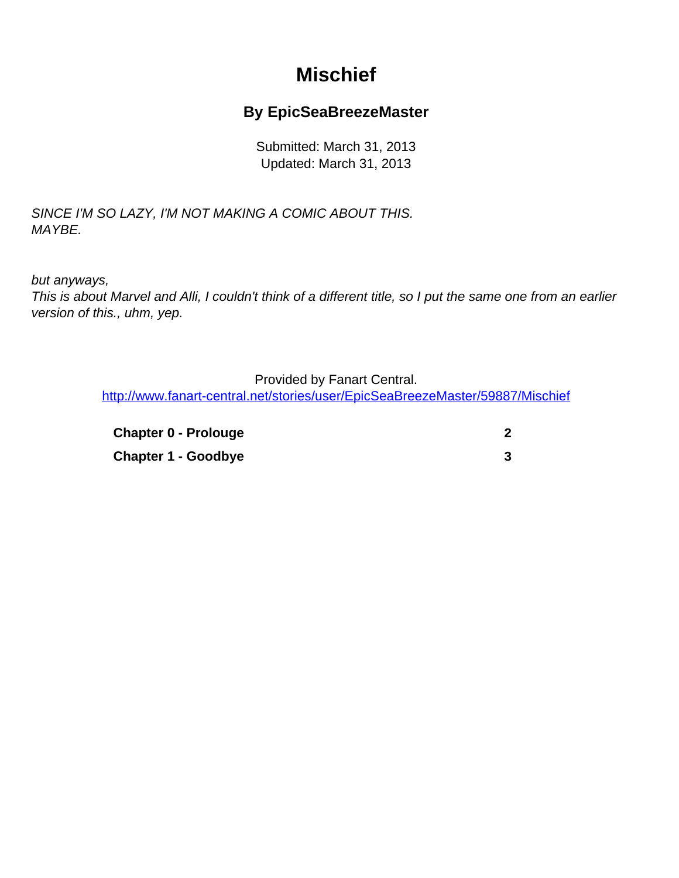# Mischief

### By EpicSeaBreezeMaster

Submitted: March 31, 2013
Updated: March 31, 2013

*SINCE I'M SO LAZY, I'M NOT MAKING A COMIC ABOUT THIS.*
*MAYBE.*

*but anyways,*
*This is about Marvel and Alli, I couldn't think of a different title, so I put the same one from an earlier version of this., uhm, yep.*

Provided by Fanart Central.
http://www.fanart-central.net/stories/user/EpicSeaBreezeMaster/59887/Mischief

| | |
|---|---|
| **Chapter 0 - Prolouge** | **2** |
| **Chapter 1 - Goodbye** | **3** |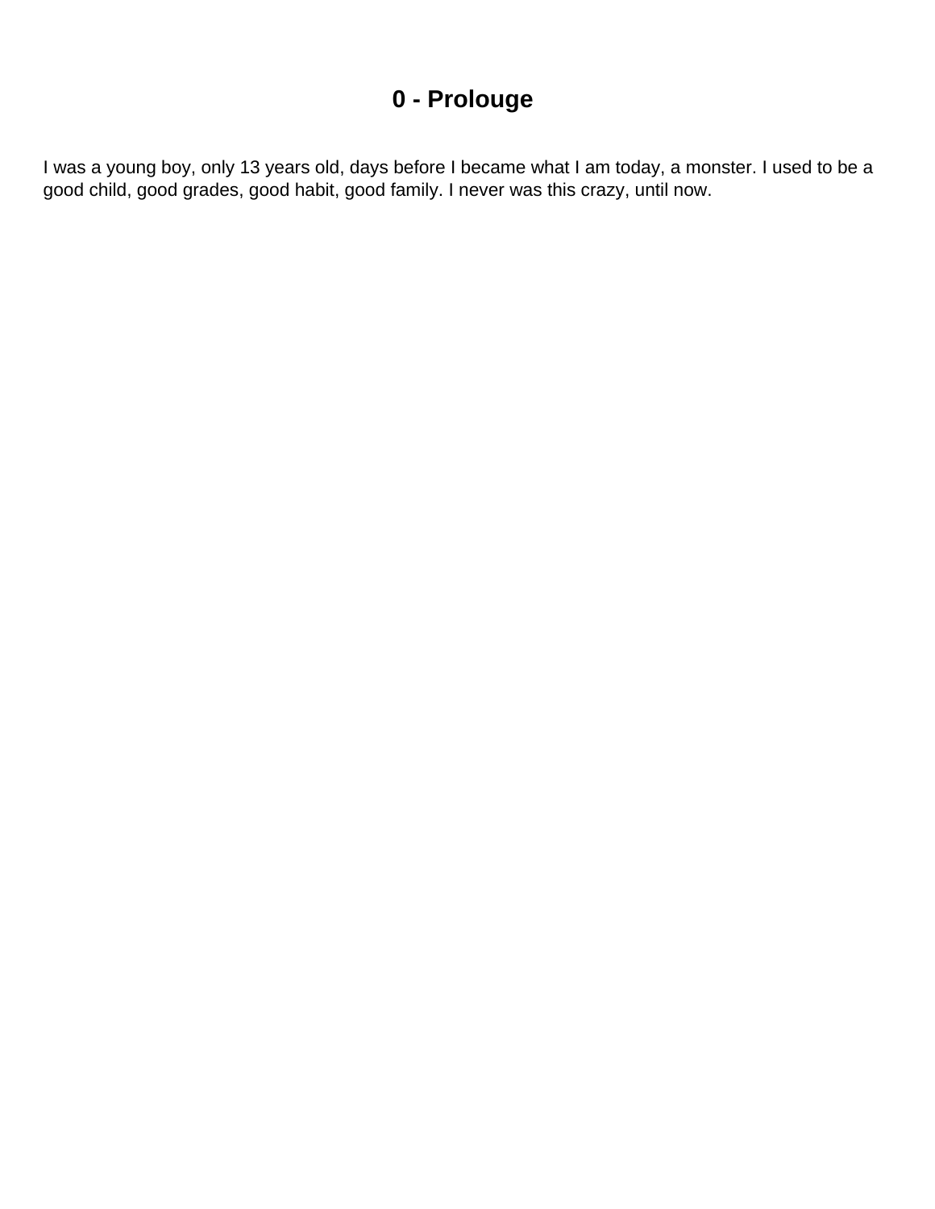# 0 - Prolouge

I was a young boy, only 13 years old, days before I became what I am today, a monster. I used to be a good child, good grades, good habit, good family. I never was this crazy, until now.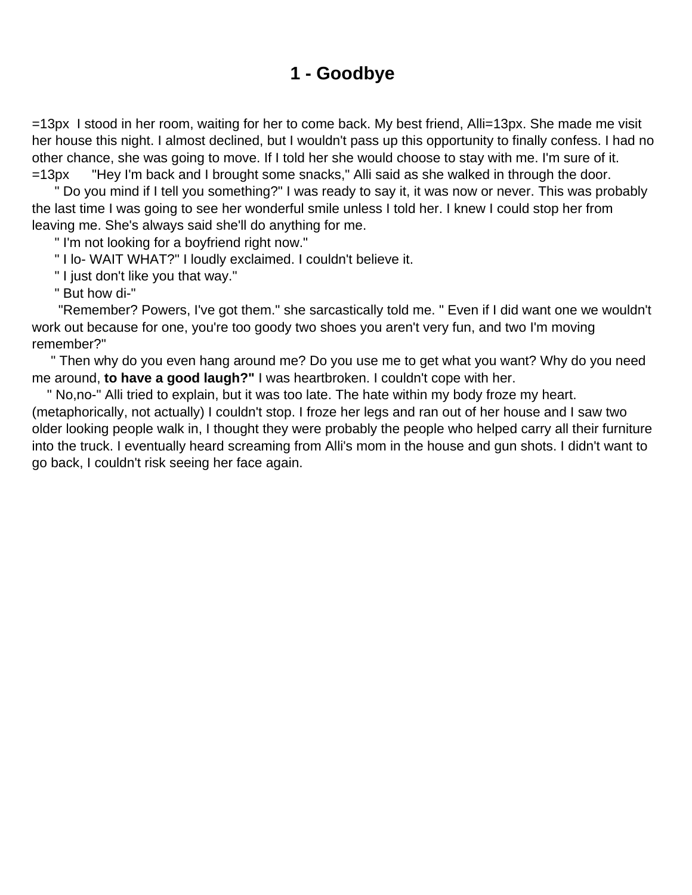# 1 - Goodbye

=13px I stood in her room, waiting for her to come back. My best friend, Alli=13px. She made me visit her house this night. I almost declined, but I wouldn't pass up this opportunity to finally confess. I had no other chance, she was going to move. If I told her she would choose to stay with me. I'm sure of it.

=13px "Hey I'm back and I brought some snacks," Alli said as she walked in through the door.

" Do you mind if I tell you something?" I was ready to say it, it was now or never. This was probably the last time I was going to see her wonderful smile unless I told her. I knew I could stop her from leaving me. She's always said she'll do anything for me.

" I'm not looking for a boyfriend right now."

" I lo- WAIT WHAT?" I loudly exclaimed. I couldn't believe it.

" I just don't like you that way."

" But how di-"

"Remember? Powers, I've got them." she sarcastically told me. " Even if I did want one we wouldn't work out because for one, you're too goody two shoes you aren't very fun, and two I'm moving remember?"

" Then why do you even hang around me? Do you use me to get what you want? Why do you need me around, **to have a good laugh?"** I was heartbroken. I couldn't cope with her.

" No,no-" Alli tried to explain, but it was too late. The hate within my body froze my heart. (metaphorically, not actually) I couldn't stop. I froze her legs and ran out of her house and I saw two older looking people walk in, I thought they were probably the people who helped carry all their furniture into the truck. I eventually heard screaming from Alli's mom in the house and gun shots. I didn't want to go back, I couldn't risk seeing her face again.